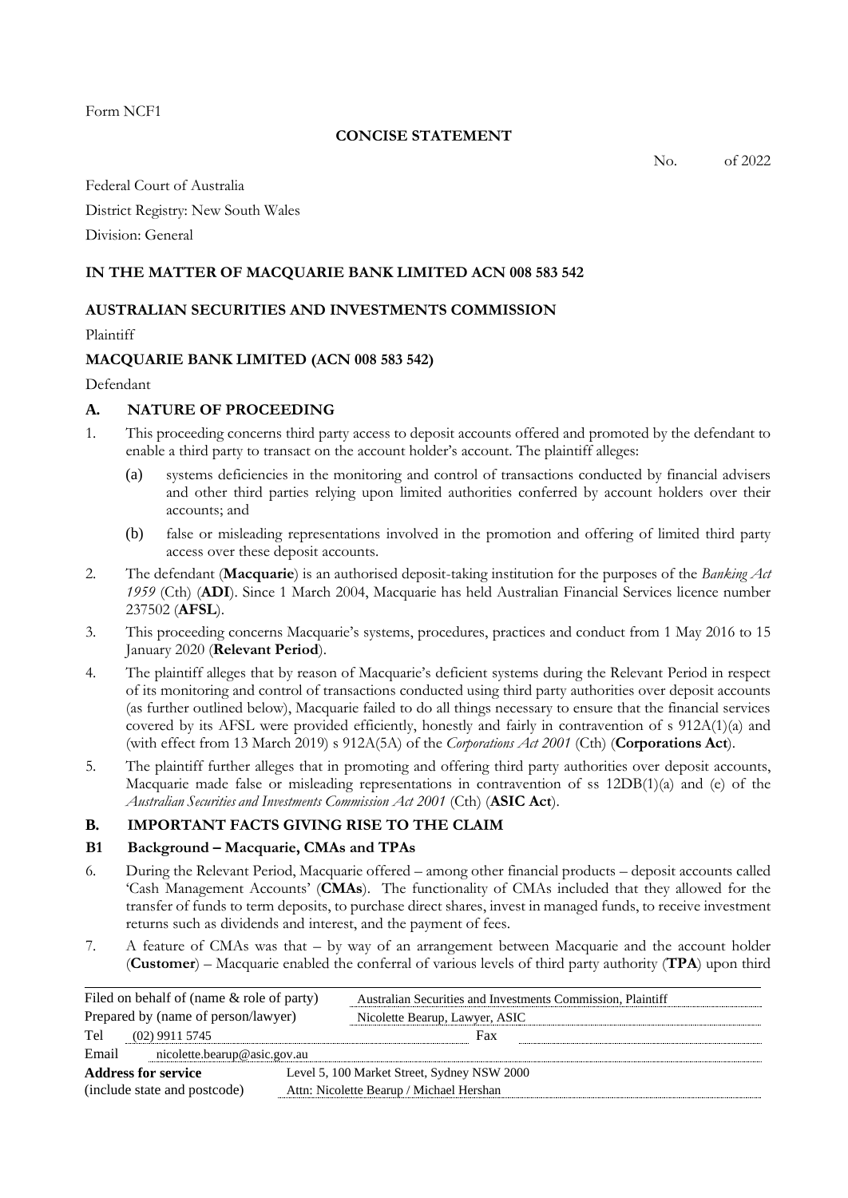Form NCF1

**CONCISE STATEMENT**

No. of 2022

Federal Court of Australia

District Registry: New South Wales

Division: General

**IN THE MATTER OF MACQUARIE BANK LIMITED ACN 008 583 542**

**AUSTRALIAN SECURITIES AND INVESTMENTS COMMISSION**

Plaintiff

**MACQUARIE BANK LIMITED (ACN 008 583 542)**

Defendant

## A. NATURE OF PROCEEDING

1. This proceeding concerns third party access to deposit accounts offered and promoted by the defendant to enable a third party to transact on the account holder's account. The plaintiff alleges:
   (a) systems deficiencies in the monitoring and control of transactions conducted by financial advisers and other third parties relying upon limited authorities conferred by account holders over their accounts; and
   (b) false or misleading representations involved in the promotion and offering of limited third party access over these deposit accounts.
2. The defendant (**Macquarie**) is an authorised deposit-taking institution for the purposes of the *Banking Act 1959* (Cth) (**ADI**). Since 1 March 2004, Macquarie has held Australian Financial Services licence number 237502 (**AFSL**).
3. This proceeding concerns Macquarie's systems, procedures, practices and conduct from 1 May 2016 to 15 January 2020 (**Relevant Period**).
4. The plaintiff alleges that by reason of Macquarie's deficient systems during the Relevant Period in respect of its monitoring and control of transactions conducted using third party authorities over deposit accounts (as further outlined below), Macquarie failed to do all things necessary to ensure that the financial services covered by its AFSL were provided efficiently, honestly and fairly in contravention of s 912A(1)(a) and (with effect from 13 March 2019) s 912A(5A) of the *Corporations Act 2001* (Cth) (**Corporations Act**).
5. The plaintiff further alleges that in promoting and offering third party authorities over deposit accounts, Macquarie made false or misleading representations in contravention of ss 12DB(1)(a) and (e) of the *Australian Securities and Investments Commission Act 2001* (Cth) (**ASIC Act**).

## B. IMPORTANT FACTS GIVING RISE TO THE CLAIM

### B1 Background – Macquarie, CMAs and TPAs

6. During the Relevant Period, Macquarie offered – among other financial products – deposit accounts called 'Cash Management Accounts' (**CMAs**). The functionality of CMAs included that they allowed for the transfer of funds to term deposits, to purchase direct shares, invest in managed funds, to receive investment returns such as dividends and interest, and the payment of fees.
7. A feature of CMAs was that – by way of an arrangement between Macquarie and the account holder (**Customer**) – Macquarie enabled the conferral of various levels of third party authority (**TPA**) upon third

| | |
|---|---|
| Filed on behalf of (name & role of party) | Australian Securities and Investments Commission, Plaintiff |
| Prepared by (name of person/lawyer) | Nicolette Bearup, Lawyer, ASIC |
| Tel (02) 9911 5745 | Fax |
| Email nicolette.bearup@asic.gov.au | |
| **Address for service** (include state and postcode) | Level 5, 100 Market Street, Sydney NSW 2000 Attn: Nicolette Bearup / Michael Hershan |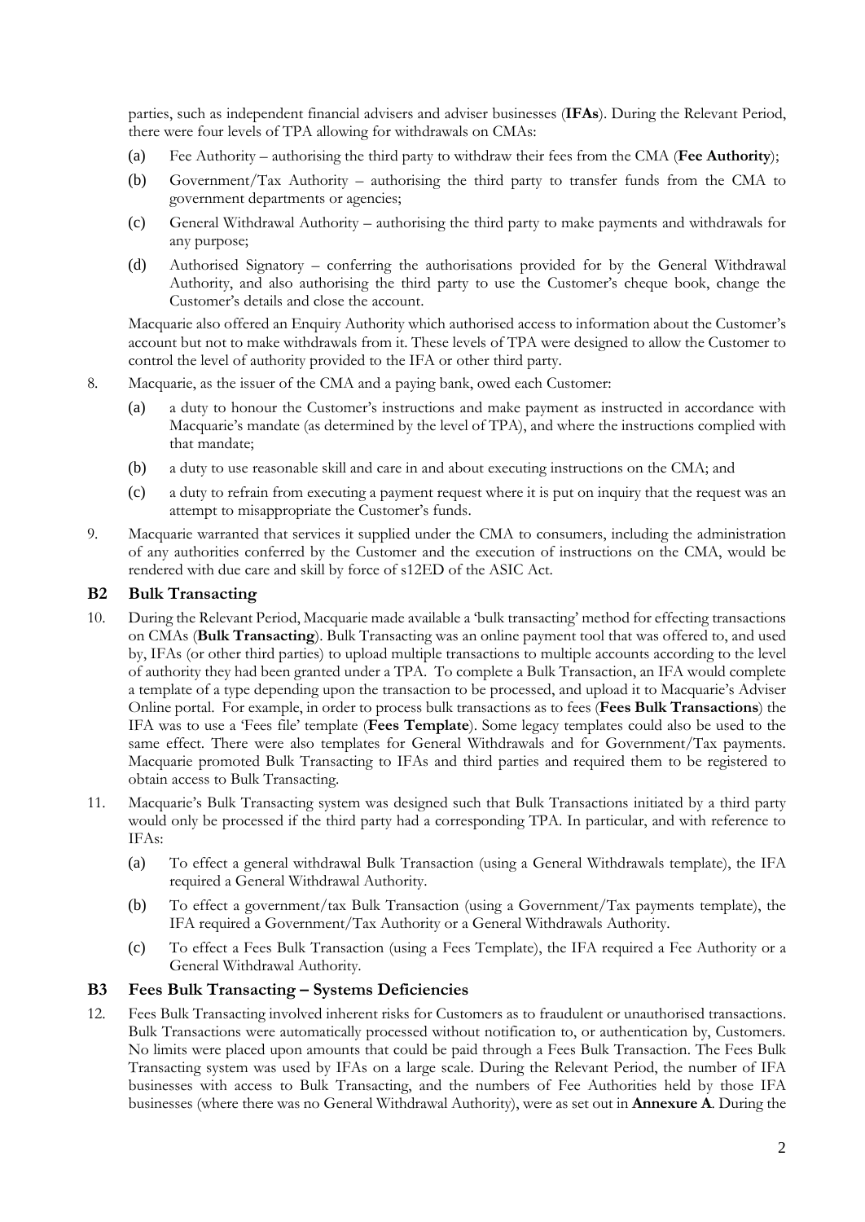parties, such as independent financial advisers and adviser businesses (**IFAs**). During the Relevant Period, there were four levels of TPA allowing for withdrawals on CMAs:

(a) Fee Authority – authorising the third party to withdraw their fees from the CMA (**Fee Authority**);

(b) Government/Tax Authority – authorising the third party to transfer funds from the CMA to government departments or agencies;

(c) General Withdrawal Authority – authorising the third party to make payments and withdrawals for any purpose;

(d) Authorised Signatory – conferring the authorisations provided for by the General Withdrawal Authority, and also authorising the third party to use the Customer's cheque book, change the Customer's details and close the account.

Macquarie also offered an Enquiry Authority which authorised access to information about the Customer's account but not to make withdrawals from it. These levels of TPA were designed to allow the Customer to control the level of authority provided to the IFA or other third party.

8. Macquarie, as the issuer of the CMA and a paying bank, owed each Customer:

   (a) a duty to honour the Customer's instructions and make payment as instructed in accordance with Macquarie's mandate (as determined by the level of TPA), and where the instructions complied with that mandate;

   (b) a duty to use reasonable skill and care in and about executing instructions on the CMA; and

   (c) a duty to refrain from executing a payment request where it is put on inquiry that the request was an attempt to misappropriate the Customer's funds.

9. Macquarie warranted that services it supplied under the CMA to consumers, including the administration of any authorities conferred by the Customer and the execution of instructions on the CMA, would be rendered with due care and skill by force of s12ED of the ASIC Act.

## B2 Bulk Transacting

10. During the Relevant Period, Macquarie made available a 'bulk transacting' method for effecting transactions on CMAs (**Bulk Transacting**). Bulk Transacting was an online payment tool that was offered to, and used by, IFAs (or other third parties) to upload multiple transactions to multiple accounts according to the level of authority they had been granted under a TPA. To complete a Bulk Transaction, an IFA would complete a template of a type depending upon the transaction to be processed, and upload it to Macquarie's Adviser Online portal. For example, in order to process bulk transactions as to fees (**Fees Bulk Transactions**) the IFA was to use a 'Fees file' template (**Fees Template**). Some legacy templates could also be used to the same effect. There were also templates for General Withdrawals and for Government/Tax payments. Macquarie promoted Bulk Transacting to IFAs and third parties and required them to be registered to obtain access to Bulk Transacting.

11. Macquarie's Bulk Transacting system was designed such that Bulk Transactions initiated by a third party would only be processed if the third party had a corresponding TPA. In particular, and with reference to IFAs:

    (a) To effect a general withdrawal Bulk Transaction (using a General Withdrawals template), the IFA required a General Withdrawal Authority.

    (b) To effect a government/tax Bulk Transaction (using a Government/Tax payments template), the IFA required a Government/Tax Authority or a General Withdrawals Authority.

    (c) To effect a Fees Bulk Transaction (using a Fees Template), the IFA required a Fee Authority or a General Withdrawal Authority.

## B3 Fees Bulk Transacting – Systems Deficiencies

12. Fees Bulk Transacting involved inherent risks for Customers as to fraudulent or unauthorised transactions. Bulk Transactions were automatically processed without notification to, or authentication by, Customers. No limits were placed upon amounts that could be paid through a Fees Bulk Transaction. The Fees Bulk Transacting system was used by IFAs on a large scale. During the Relevant Period, the number of IFA businesses with access to Bulk Transacting, and the numbers of Fee Authorities held by those IFA businesses (where there was no General Withdrawal Authority), were as set out in **Annexure A**. During the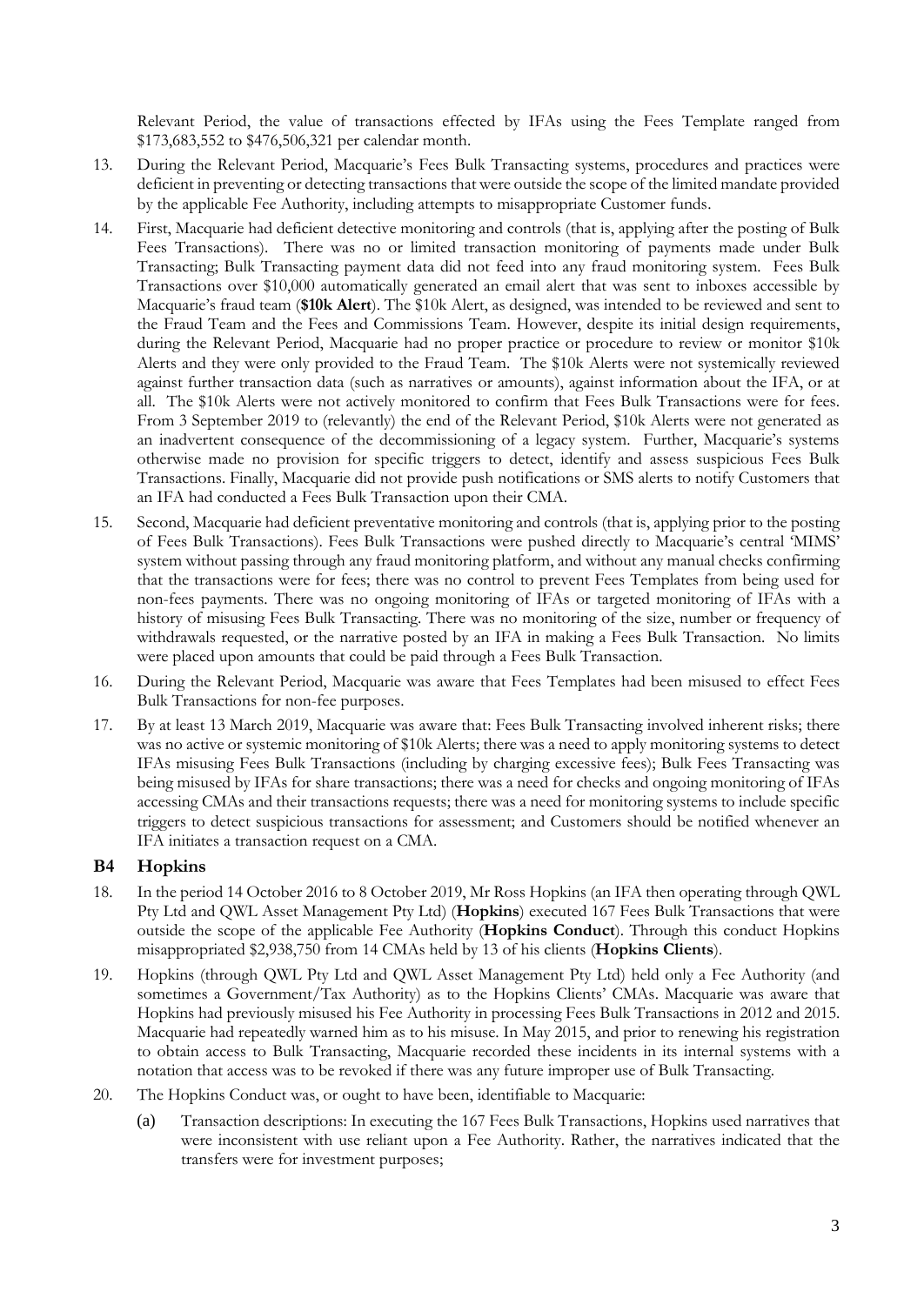Relevant Period, the value of transactions effected by IFAs using the Fees Template ranged from $173,683,552 to $476,506,321 per calendar month.

13. During the Relevant Period, Macquarie's Fees Bulk Transacting systems, procedures and practices were deficient in preventing or detecting transactions that were outside the scope of the limited mandate provided by the applicable Fee Authority, including attempts to misappropriate Customer funds.

14. First, Macquarie had deficient detective monitoring and controls (that is, applying after the posting of Bulk Fees Transactions). There was no or limited transaction monitoring of payments made under Bulk Transacting; Bulk Transacting payment data did not feed into any fraud monitoring system. Fees Bulk Transactions over $10,000 automatically generated an email alert that was sent to inboxes accessible by Macquarie's fraud team (**$10k Alert**). The $10k Alert, as designed, was intended to be reviewed and sent to the Fraud Team and the Fees and Commissions Team. However, despite its initial design requirements, during the Relevant Period, Macquarie had no proper practice or procedure to review or monitor $10k Alerts and they were only provided to the Fraud Team. The $10k Alerts were not systemically reviewed against further transaction data (such as narratives or amounts), against information about the IFA, or at all. The $10k Alerts were not actively monitored to confirm that Fees Bulk Transactions were for fees. From 3 September 2019 to (relevantly) the end of the Relevant Period, $10k Alerts were not generated as an inadvertent consequence of the decommissioning of a legacy system. Further, Macquarie's systems otherwise made no provision for specific triggers to detect, identify and assess suspicious Fees Bulk Transactions. Finally, Macquarie did not provide push notifications or SMS alerts to notify Customers that an IFA had conducted a Fees Bulk Transaction upon their CMA.

15. Second, Macquarie had deficient preventative monitoring and controls (that is, applying prior to the posting of Fees Bulk Transactions). Fees Bulk Transactions were pushed directly to Macquarie's central 'MIMS' system without passing through any fraud monitoring platform, and without any manual checks confirming that the transactions were for fees; there was no control to prevent Fees Templates from being used for non-fees payments. There was no ongoing monitoring of IFAs or targeted monitoring of IFAs with a history of misusing Fees Bulk Transacting. There was no monitoring of the size, number or frequency of withdrawals requested, or the narrative posted by an IFA in making a Fees Bulk Transaction. No limits were placed upon amounts that could be paid through a Fees Bulk Transaction.

16. During the Relevant Period, Macquarie was aware that Fees Templates had been misused to effect Fees Bulk Transactions for non-fee purposes.

17. By at least 13 March 2019, Macquarie was aware that: Fees Bulk Transacting involved inherent risks; there was no active or systemic monitoring of $10k Alerts; there was a need to apply monitoring systems to detect IFAs misusing Fees Bulk Transactions (including by charging excessive fees); Bulk Fees Transacting was being misused by IFAs for share transactions; there was a need for checks and ongoing monitoring of IFAs accessing CMAs and their transactions requests; there was a need for monitoring systems to include specific triggers to detect suspicious transactions for assessment; and Customers should be notified whenever an IFA initiates a transaction request on a CMA.

## B4 Hopkins

18. In the period 14 October 2016 to 8 October 2019, Mr Ross Hopkins (an IFA then operating through QWL Pty Ltd and QWL Asset Management Pty Ltd) (**Hopkins**) executed 167 Fees Bulk Transactions that were outside the scope of the applicable Fee Authority (**Hopkins Conduct**). Through this conduct Hopkins misappropriated $2,938,750 from 14 CMAs held by 13 of his clients (**Hopkins Clients**).

19. Hopkins (through QWL Pty Ltd and QWL Asset Management Pty Ltd) held only a Fee Authority (and sometimes a Government/Tax Authority) as to the Hopkins Clients' CMAs. Macquarie was aware that Hopkins had previously misused his Fee Authority in processing Fees Bulk Transactions in 2012 and 2015. Macquarie had repeatedly warned him as to his misuse. In May 2015, and prior to renewing his registration to obtain access to Bulk Transacting, Macquarie recorded these incidents in its internal systems with a notation that access was to be revoked if there was any future improper use of Bulk Transacting.

20. The Hopkins Conduct was, or ought to have been, identifiable to Macquarie:

    (a) Transaction descriptions: In executing the 167 Fees Bulk Transactions, Hopkins used narratives that were inconsistent with use reliant upon a Fee Authority. Rather, the narratives indicated that the transfers were for investment purposes;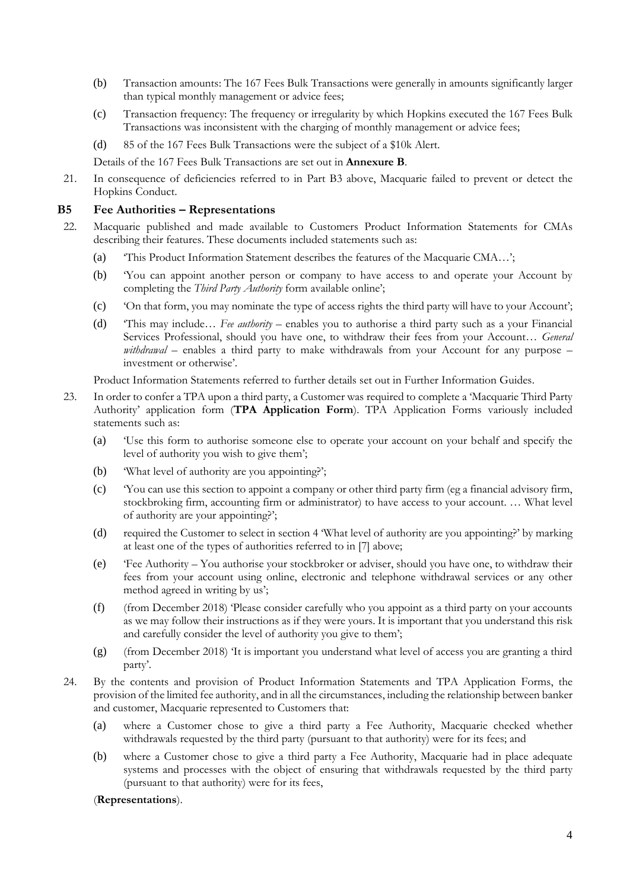(b) Transaction amounts: The 167 Fees Bulk Transactions were generally in amounts significantly larger than typical monthly management or advice fees;

(c) Transaction frequency: The frequency or irregularity by which Hopkins executed the 167 Fees Bulk Transactions was inconsistent with the charging of monthly management or advice fees;

(d) 85 of the 167 Fees Bulk Transactions were the subject of a $10k Alert.

Details of the 167 Fees Bulk Transactions are set out in **Annexure B**.

21. In consequence of deficiencies referred to in Part B3 above, Macquarie failed to prevent or detect the Hopkins Conduct.

## B5 Fee Authorities – Representations

22. Macquarie published and made available to Customers Product Information Statements for CMAs describing their features. These documents included statements such as:

    (a) 'This Product Information Statement describes the features of the Macquarie CMA…';

    (b) 'You can appoint another person or company to have access to and operate your Account by completing the *Third Party Authority* form available online';

    (c) 'On that form, you may nominate the type of access rights the third party will have to your Account';

    (d) 'This may include… *Fee authority* – enables you to authorise a third party such as a your Financial Services Professional, should you have one, to withdraw their fees from your Account… *General withdrawal* – enables a third party to make withdrawals from your Account for any purpose – investment or otherwise'.

    Product Information Statements referred to further details set out in Further Information Guides.

23. In order to confer a TPA upon a third party, a Customer was required to complete a 'Macquarie Third Party Authority' application form (**TPA Application Form**). TPA Application Forms variously included statements such as:

    (a) 'Use this form to authorise someone else to operate your account on your behalf and specify the level of authority you wish to give them';

    (b) 'What level of authority are you appointing?';

    (c) 'You can use this section to appoint a company or other third party firm (eg a financial advisory firm, stockbroking firm, accounting firm or administrator) to have access to your account. … What level of authority are your appointing?';

    (d) required the Customer to select in section 4 'What level of authority are you appointing?' by marking at least one of the types of authorities referred to in [7] above;

    (e) 'Fee Authority – You authorise your stockbroker or adviser, should you have one, to withdraw their fees from your account using online, electronic and telephone withdrawal services or any other method agreed in writing by us';

    (f) (from December 2018) 'Please consider carefully who you appoint as a third party on your accounts as we may follow their instructions as if they were yours. It is important that you understand this risk and carefully consider the level of authority you give to them';

    (g) (from December 2018) 'It is important you understand what level of access you are granting a third party'.

24. By the contents and provision of Product Information Statements and TPA Application Forms, the provision of the limited fee authority, and in all the circumstances, including the relationship between banker and customer, Macquarie represented to Customers that:

    (a) where a Customer chose to give a third party a Fee Authority, Macquarie checked whether withdrawals requested by the third party (pursuant to that authority) were for its fees; and

    (b) where a Customer chose to give a third party a Fee Authority, Macquarie had in place adequate systems and processes with the object of ensuring that withdrawals requested by the third party (pursuant to that authority) were for its fees,

    (**Representations**).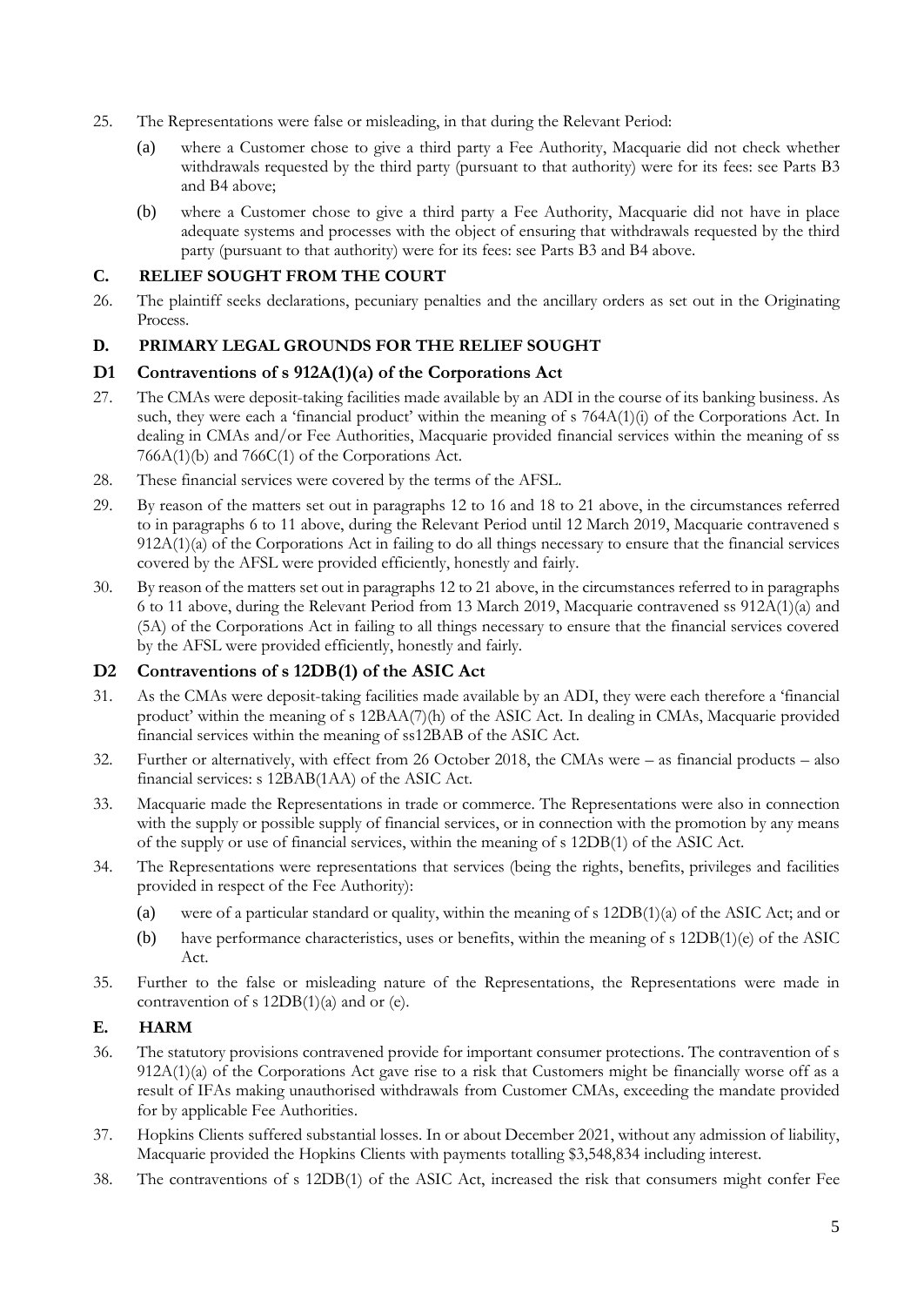25. The Representations were false or misleading, in that during the Relevant Period:

    (a) where a Customer chose to give a third party a Fee Authority, Macquarie did not check whether withdrawals requested by the third party (pursuant to that authority) were for its fees: see Parts B3 and B4 above;

    (b) where a Customer chose to give a third party a Fee Authority, Macquarie did not have in place adequate systems and processes with the object of ensuring that withdrawals requested by the third party (pursuant to that authority) were for its fees: see Parts B3 and B4 above.

## C. RELIEF SOUGHT FROM THE COURT

26. The plaintiff seeks declarations, pecuniary penalties and the ancillary orders as set out in the Originating Process.

## D. PRIMARY LEGAL GROUNDS FOR THE RELIEF SOUGHT

### D1 Contraventions of s 912A(1)(a) of the Corporations Act

27. The CMAs were deposit-taking facilities made available by an ADI in the course of its banking business. As such, they were each a 'financial product' within the meaning of s 764A(1)(i) of the Corporations Act. In dealing in CMAs and/or Fee Authorities, Macquarie provided financial services within the meaning of ss 766A(1)(b) and 766C(1) of the Corporations Act.

28. These financial services were covered by the terms of the AFSL.

29. By reason of the matters set out in paragraphs 12 to 16 and 18 to 21 above, in the circumstances referred to in paragraphs 6 to 11 above, during the Relevant Period until 12 March 2019, Macquarie contravened s 912A(1)(a) of the Corporations Act in failing to do all things necessary to ensure that the financial services covered by the AFSL were provided efficiently, honestly and fairly.

30. By reason of the matters set out in paragraphs 12 to 21 above, in the circumstances referred to in paragraphs 6 to 11 above, during the Relevant Period from 13 March 2019, Macquarie contravened ss 912A(1)(a) and (5A) of the Corporations Act in failing to all things necessary to ensure that the financial services covered by the AFSL were provided efficiently, honestly and fairly.

### D2 Contraventions of s 12DB(1) of the ASIC Act

31. As the CMAs were deposit-taking facilities made available by an ADI, they were each therefore a 'financial product' within the meaning of s 12BAA(7)(h) of the ASIC Act. In dealing in CMAs, Macquarie provided financial services within the meaning of ss12BAB of the ASIC Act.

32. Further or alternatively, with effect from 26 October 2018, the CMAs were – as financial products – also financial services: s 12BAB(1AA) of the ASIC Act.

33. Macquarie made the Representations in trade or commerce. The Representations were also in connection with the supply or possible supply of financial services, or in connection with the promotion by any means of the supply or use of financial services, within the meaning of s 12DB(1) of the ASIC Act.

34. The Representations were representations that services (being the rights, benefits, privileges and facilities provided in respect of the Fee Authority):

    (a) were of a particular standard or quality, within the meaning of s 12DB(1)(a) of the ASIC Act; and or

    (b) have performance characteristics, uses or benefits, within the meaning of s 12DB(1)(e) of the ASIC Act.

35. Further to the false or misleading nature of the Representations, the Representations were made in contravention of s 12DB(1)(a) and or (e).

## E. HARM

36. The statutory provisions contravened provide for important consumer protections. The contravention of s 912A(1)(a) of the Corporations Act gave rise to a risk that Customers might be financially worse off as a result of IFAs making unauthorised withdrawals from Customer CMAs, exceeding the mandate provided for by applicable Fee Authorities.

37. Hopkins Clients suffered substantial losses. In or about December 2021, without any admission of liability, Macquarie provided the Hopkins Clients with payments totalling $3,548,834 including interest.

38. The contraventions of s 12DB(1) of the ASIC Act, increased the risk that consumers might confer Fee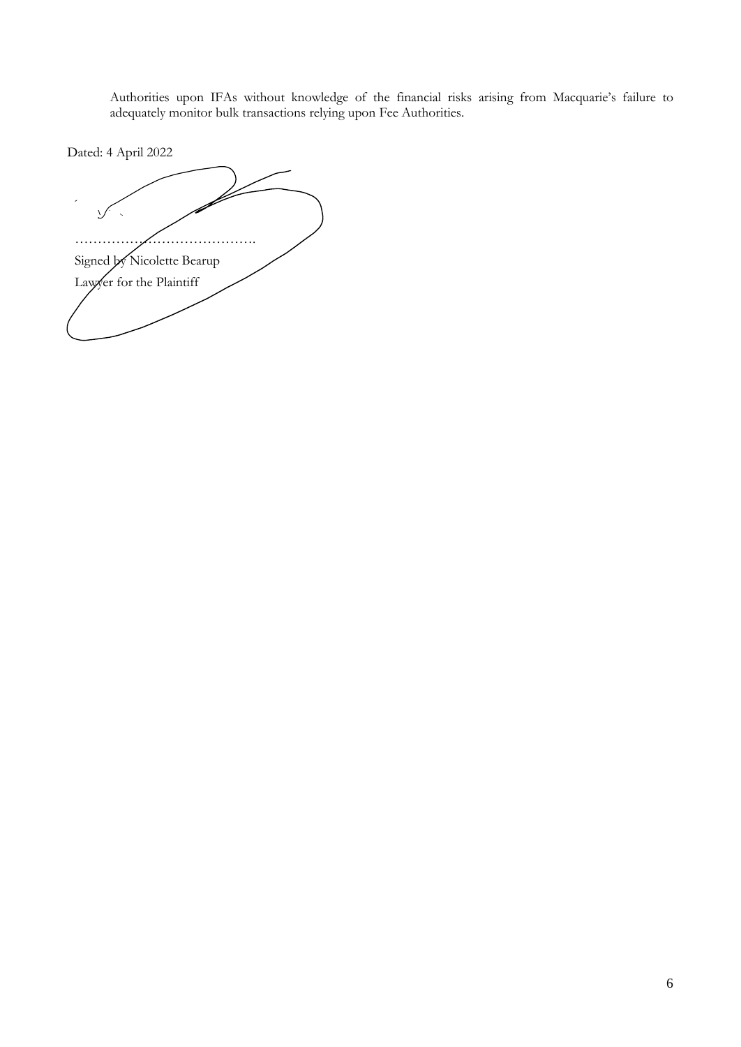Authorities upon IFAs without knowledge of the financial risks arising from Macquarie's failure to adequately monitor bulk transactions relying upon Fee Authorities.

Dated: 4 April 2022

………………………………….

Signed by Nicolette Bearup

Lawyer for the Plaintiff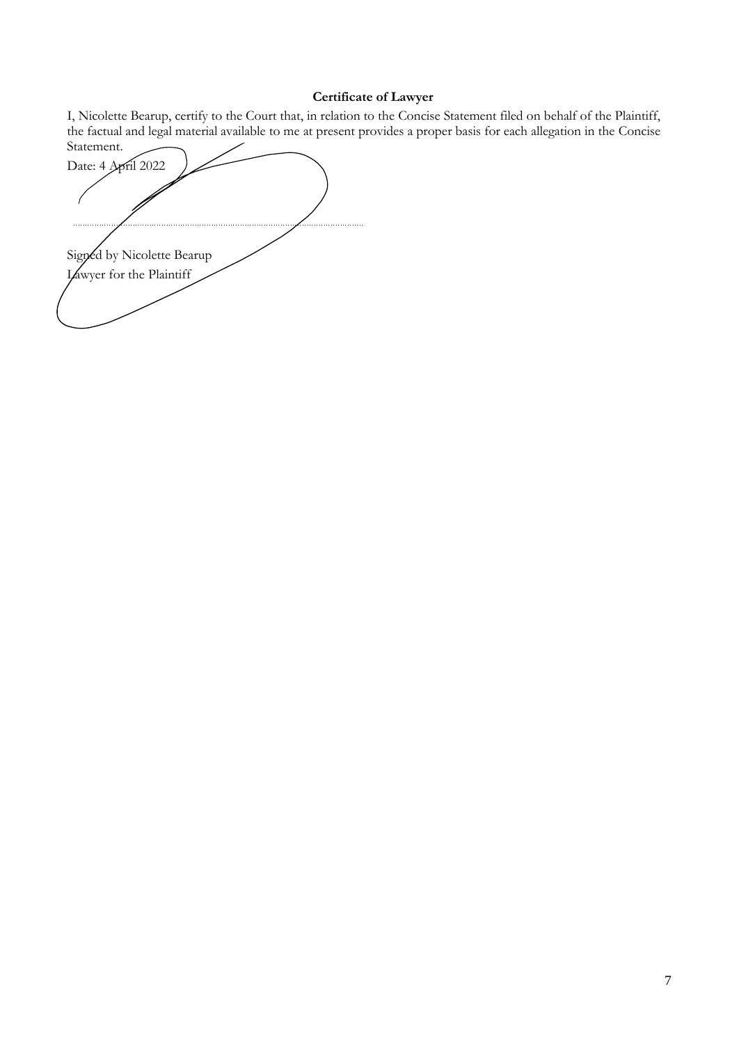**Certificate of Lawyer**

I, Nicolette Bearup, certify to the Court that, in relation to the Concise Statement filed on behalf of the Plaintiff, the factual and legal material available to me at present provides a proper basis for each allegation in the Concise Statement.

Date: 4 April 2022

.......................................................................................................

Signed by Nicolette Bearup
Lawyer for the Plaintiff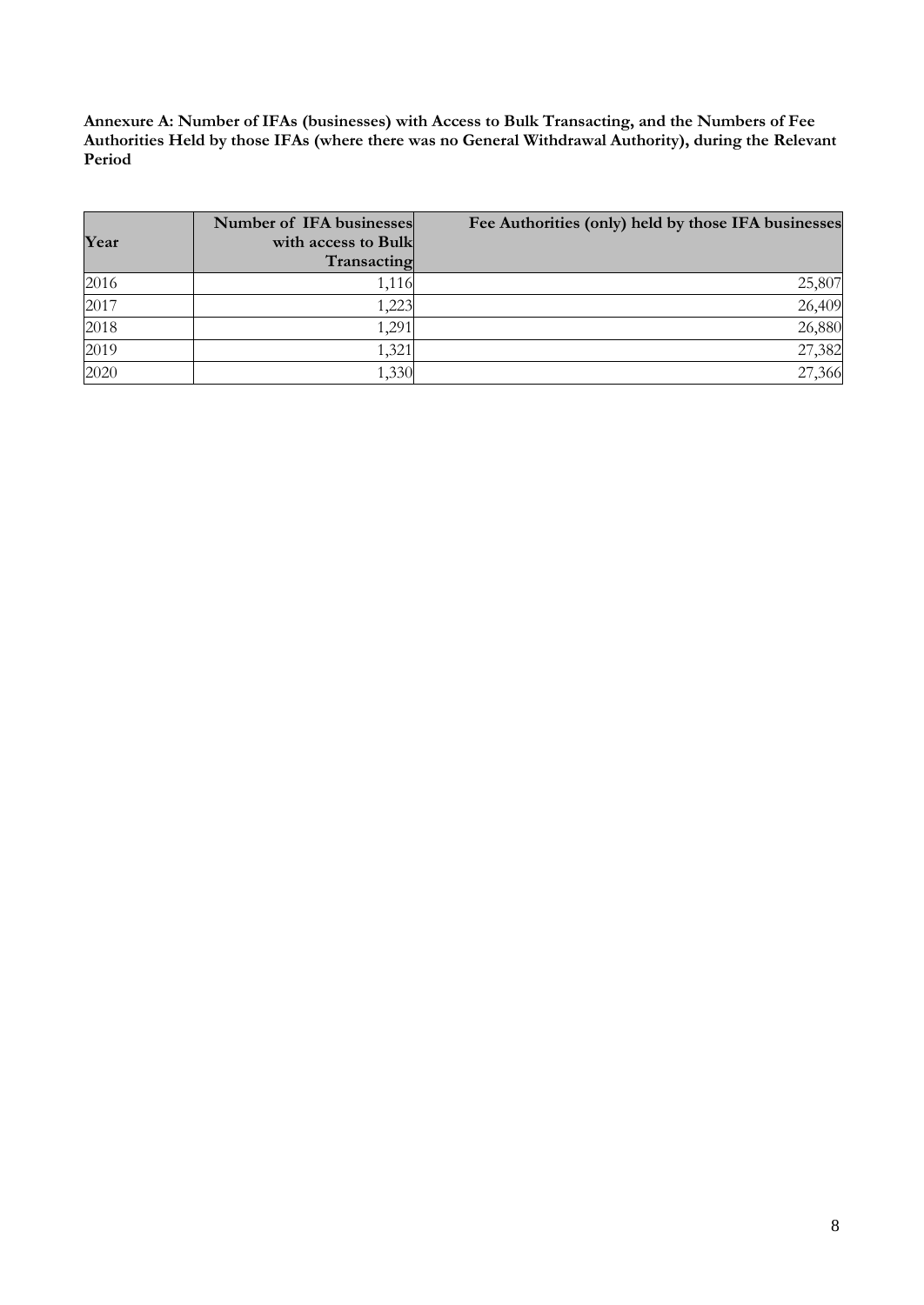**Annexure A: Number of IFAs (businesses) with Access to Bulk Transacting, and the Numbers of Fee Authorities Held by those IFAs (where there was no General Withdrawal Authority), during the Relevant Period**

| Year | Number of IFA businesses with access to Bulk Transacting | Fee Authorities (only) held by those IFA businesses |
|---|---|---|
| 2016 | 1,116 | 25,807 |
| 2017 | 1,223 | 26,409 |
| 2018 | 1,291 | 26,880 |
| 2019 | 1,321 | 27,382 |
| 2020 | 1,330 | 27,366 |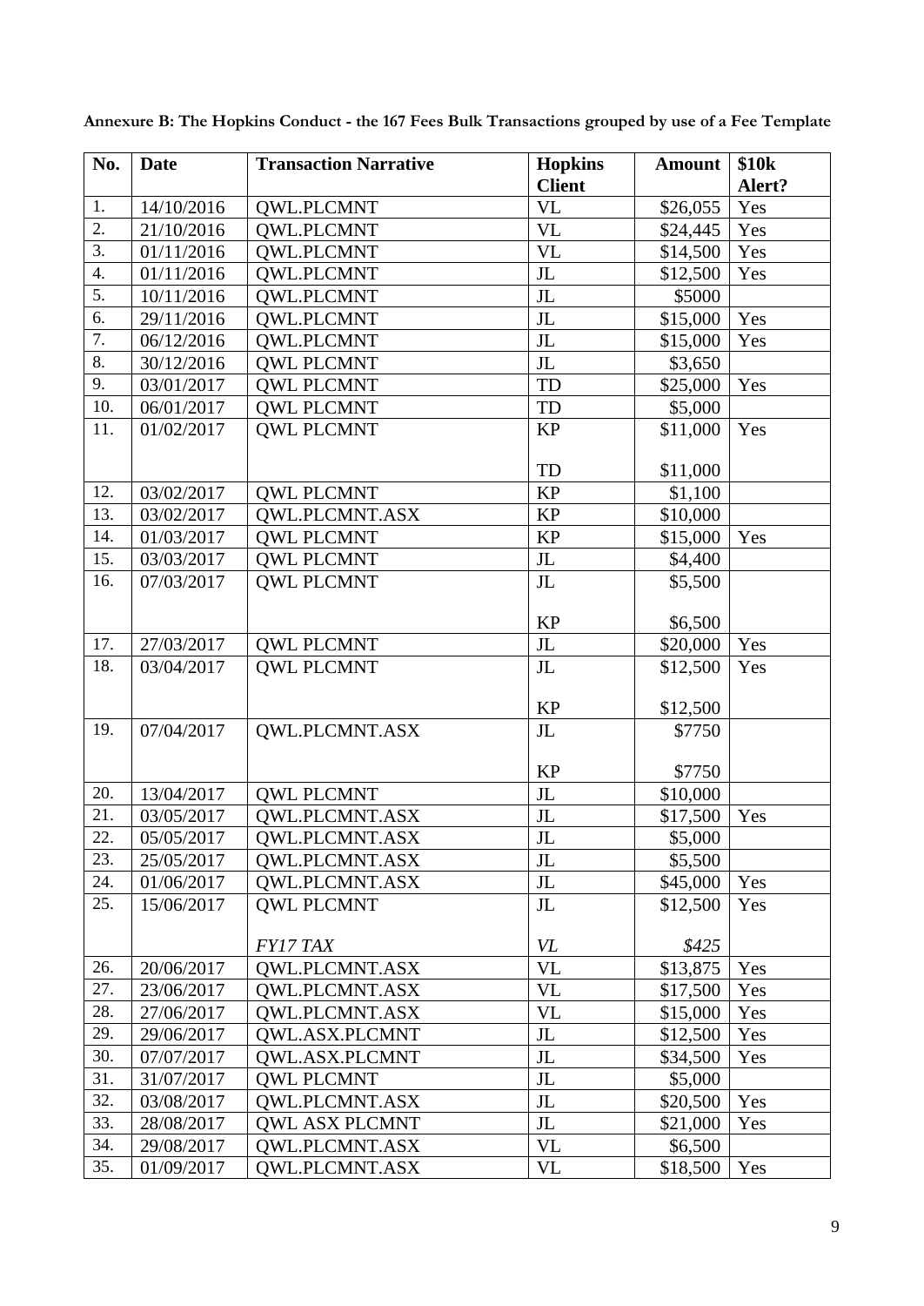**Annexure B: The Hopkins Conduct - the 167 Fees Bulk Transactions grouped by use of a Fee Template**

| No. | Date | Transaction Narrative | Hopkins Client | Amount | $10k Alert? |
|---|---|---|---|---|---|
| 1. | 14/10/2016 | QWL.PLCMNT | VL | $26,055 | Yes |
| 2. | 21/10/2016 | QWL.PLCMNT | VL | $24,445 | Yes |
| 3. | 01/11/2016 | QWL.PLCMNT | VL | $14,500 | Yes |
| 4. | 01/11/2016 | QWL.PLCMNT | JL | $12,500 | Yes |
| 5. | 10/11/2016 | QWL.PLCMNT | JL | $5000 | |
| 6. | 29/11/2016 | QWL.PLCMNT | JL | $15,000 | Yes |
| 7. | 06/12/2016 | QWL.PLCMNT | JL | $15,000 | Yes |
| 8. | 30/12/2016 | QWL PLCMNT | JL | $3,650 | |
| 9. | 03/01/2017 | QWL PLCMNT | TD | $25,000 | Yes |
| 10. | 06/01/2017 | QWL PLCMNT | TD | $5,000 | |
| 11. | 01/02/2017 | QWL PLCMNT | KP<br><br>TD | $11,000<br><br>$11,000 | Yes |
| 12. | 03/02/2017 | QWL PLCMNT | KP | $1,100 | |
| 13. | 03/02/2017 | QWL.PLCMNT.ASX | KP | $10,000 | |
| 14. | 01/03/2017 | QWL PLCMNT | KP | $15,000 | Yes |
| 15. | 03/03/2017 | QWL PLCMNT | JL | $4,400 | |
| 16. | 07/03/2017 | QWL PLCMNT | JL<br><br>KP | $5,500<br><br>$6,500 | |
| 17. | 27/03/2017 | QWL PLCMNT | JL | $20,000 | Yes |
| 18. | 03/04/2017 | QWL PLCMNT | JL<br><br>KP | $12,500<br><br>$12,500 | Yes |
| 19. | 07/04/2017 | QWL.PLCMNT.ASX | JL<br><br>KP | $7750<br><br>$7750 | |
| 20. | 13/04/2017 | QWL PLCMNT | JL | $10,000 | |
| 21. | 03/05/2017 | QWL.PLCMNT.ASX | JL | $17,500 | Yes |
| 22. | 05/05/2017 | QWL.PLCMNT.ASX | JL | $5,000 | |
| 23. | 25/05/2017 | QWL.PLCMNT.ASX | JL | $5,500 | |
| 24. | 01/06/2017 | QWL.PLCMNT.ASX | JL | $45,000 | Yes |
| 25. | 15/06/2017 | QWL PLCMNT<br><br>*FY17 TAX* | JL<br><br>*VL* | $12,500<br><br>*$425* | Yes |
| 26. | 20/06/2017 | QWL.PLCMNT.ASX | VL | $13,875 | Yes |
| 27. | 23/06/2017 | QWL.PLCMNT.ASX | VL | $17,500 | Yes |
| 28. | 27/06/2017 | QWL.PLCMNT.ASX | VL | $15,000 | Yes |
| 29. | 29/06/2017 | QWL.ASX.PLCMNT | JL | $12,500 | Yes |
| 30. | 07/07/2017 | QWL.ASX.PLCMNT | JL | $34,500 | Yes |
| 31. | 31/07/2017 | QWL PLCMNT | JL | $5,000 | |
| 32. | 03/08/2017 | QWL.PLCMNT.ASX | JL | $20,500 | Yes |
| 33. | 28/08/2017 | QWL ASX PLCMNT | JL | $21,000 | Yes |
| 34. | 29/08/2017 | QWL.PLCMNT.ASX | VL | $6,500 | |
| 35. | 01/09/2017 | QWL.PLCMNT.ASX | VL | $18,500 | Yes |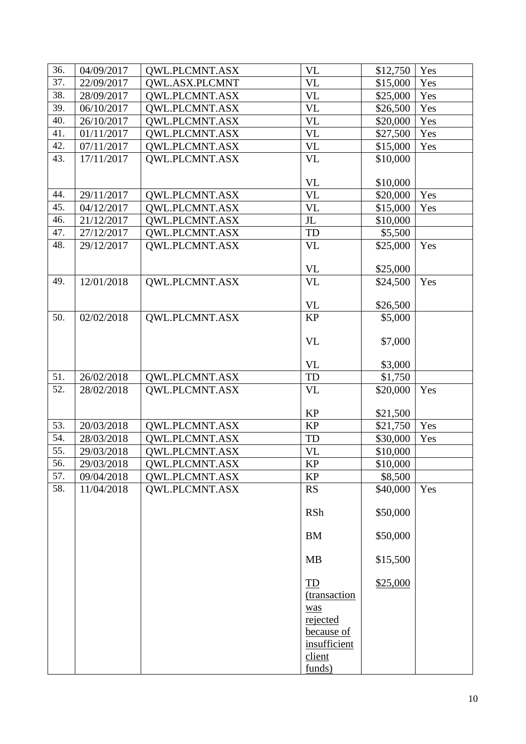| | | | | | |
|---|---|---|---|---|---|
| 36. | 04/09/2017 | QWL.PLCMNT.ASX | VL | $12,750 | Yes |
| 37. | 22/09/2017 | QWL.ASX.PLCMNT | VL | $15,000 | Yes |
| 38. | 28/09/2017 | QWL.PLCMNT.ASX | VL | $25,000 | Yes |
| 39. | 06/10/2017 | QWL.PLCMNT.ASX | VL | $26,500 | Yes |
| 40. | 26/10/2017 | QWL.PLCMNT.ASX | VL | $20,000 | Yes |
| 41. | 01/11/2017 | QWL.PLCMNT.ASX | VL | $27,500 | Yes |
| 42. | 07/11/2017 | QWL.PLCMNT.ASX | VL | $15,000 | Yes |
| 43. | 17/11/2017 | QWL.PLCMNT.ASX | VL<br><br>VL | $10,000<br><br>$10,000 | |
| 44. | 29/11/2017 | QWL.PLCMNT.ASX | VL | $20,000 | Yes |
| 45. | 04/12/2017 | QWL.PLCMNT.ASX | VL | $15,000 | Yes |
| 46. | 21/12/2017 | QWL.PLCMNT.ASX | JL | $10,000 | |
| 47. | 27/12/2017 | QWL.PLCMNT.ASX | TD | $5,500 | |
| 48. | 29/12/2017 | QWL.PLCMNT.ASX | VL<br><br>VL | $25,000<br><br>$25,000 | Yes |
| 49. | 12/01/2018 | QWL.PLCMNT.ASX | VL<br><br>VL | $24,500<br><br>$26,500 | Yes |
| 50. | 02/02/2018 | QWL.PLCMNT.ASX | KP<br><br>VL<br><br>VL | $5,000<br><br>$7,000<br><br>$3,000 | |
| 51. | 26/02/2018 | QWL.PLCMNT.ASX | TD | $1,750 | |
| 52. | 28/02/2018 | QWL.PLCMNT.ASX | VL<br><br>KP | $20,000<br><br>$21,500 | Yes |
| 53. | 20/03/2018 | QWL.PLCMNT.ASX | KP | $21,750 | Yes |
| 54. | 28/03/2018 | QWL.PLCMNT.ASX | TD | $30,000 | Yes |
| 55. | 29/03/2018 | QWL.PLCMNT.ASX | VL | $10,000 | |
| 56. | 29/03/2018 | QWL.PLCMNT.ASX | KP | $10,000 | |
| 57. | 09/04/2018 | QWL.PLCMNT.ASX | KP | $8,500 | |
| 58. | 11/04/2018 | QWL.PLCMNT.ASX | RS<br><br>RSh<br><br>BM<br><br>MB<br><br>TD (transaction was rejected because of insufficient client funds) | $40,000<br><br>$50,000<br><br>$50,000<br><br>$15,500<br><br>$25,000 | Yes |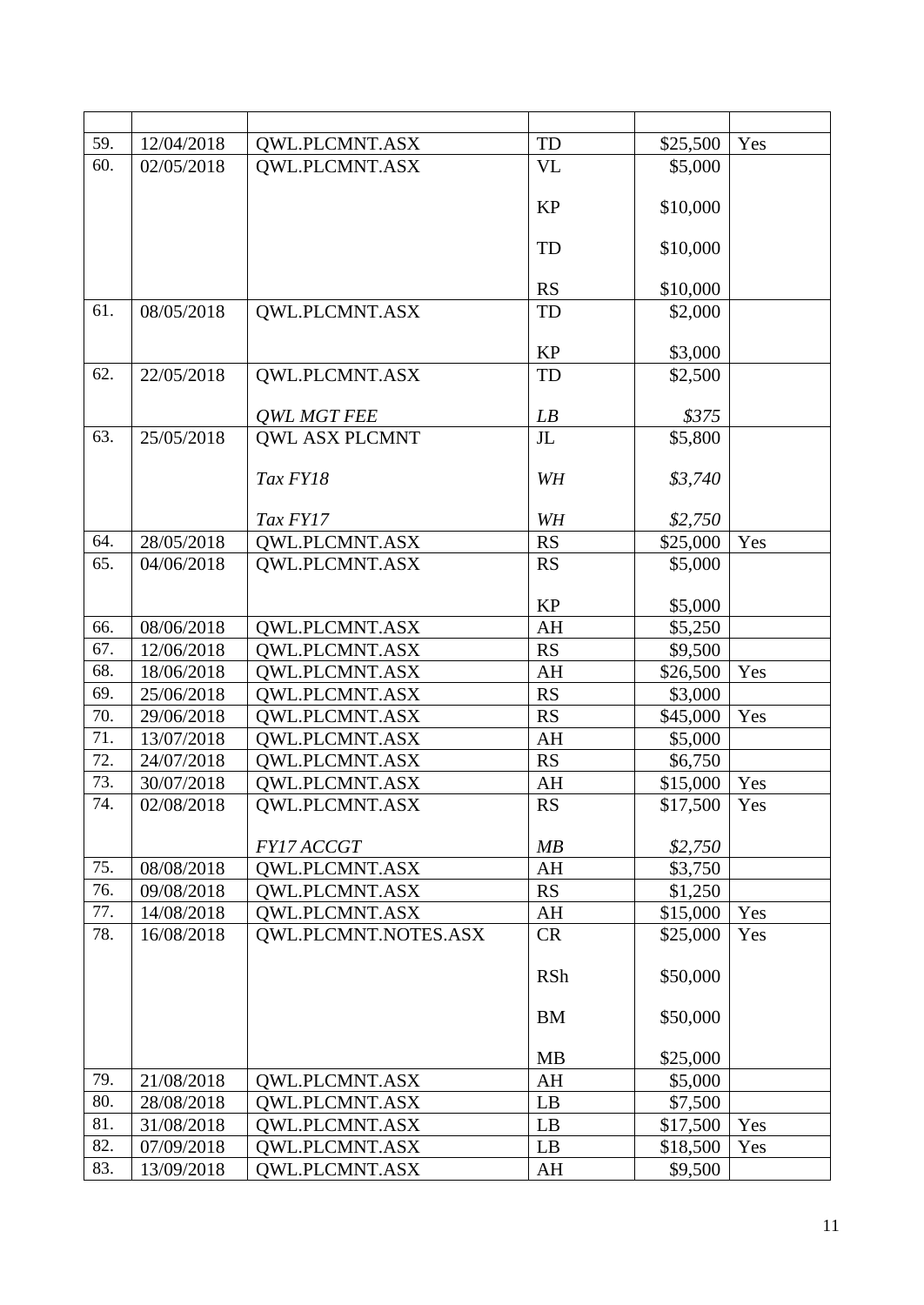| | | | | | |
|---|---|---|---|---|---|
| 59. | 12/04/2018 | QWL.PLCMNT.ASX | TD | \$25,500 | Yes |
| 60. | 02/05/2018 | QWL.PLCMNT.ASX | VL | \$5,000 | |
| | | | KP | \$10,000 | |
| | | | TD | \$10,000 | |
| | | | RS | \$10,000 | |
| 61. | 08/05/2018 | QWL.PLCMNT.ASX | TD | \$2,000 | |
| | | | KP | \$3,000 | |
| 62. | 22/05/2018 | QWL.PLCMNT.ASX | TD | \$2,500 | |
| | | *QWL MGT FEE* | *LB* | *\$375* | |
| 63. | 25/05/2018 | QWL ASX PLCMNT | JL | \$5,800 | |
| | | *Tax FY18* | *WH* | *\$3,740* | |
| | | *Tax FY17* | *WH* | *\$2,750* | |
| 64. | 28/05/2018 | QWL.PLCMNT.ASX | RS | \$25,000 | Yes |
| 65. | 04/06/2018 | QWL.PLCMNT.ASX | RS | \$5,000 | |
| | | | KP | \$5,000 | |
| 66. | 08/06/2018 | QWL.PLCMNT.ASX | AH | \$5,250 | |
| 67. | 12/06/2018 | QWL.PLCMNT.ASX | RS | \$9,500 | |
| 68. | 18/06/2018 | QWL.PLCMNT.ASX | AH | \$26,500 | Yes |
| 69. | 25/06/2018 | QWL.PLCMNT.ASX | RS | \$3,000 | |
| 70. | 29/06/2018 | QWL.PLCMNT.ASX | RS | \$45,000 | Yes |
| 71. | 13/07/2018 | QWL.PLCMNT.ASX | AH | \$5,000 | |
| 72. | 24/07/2018 | QWL.PLCMNT.ASX | RS | \$6,750 | |
| 73. | 30/07/2018 | QWL.PLCMNT.ASX | AH | \$15,000 | Yes |
| 74. | 02/08/2018 | QWL.PLCMNT.ASX | RS | \$17,500 | Yes |
| | | *FY17 ACCGT* | *MB* | *\$2,750* | |
| 75. | 08/08/2018 | QWL.PLCMNT.ASX | AH | \$3,750 | |
| 76. | 09/08/2018 | QWL.PLCMNT.ASX | RS | \$1,250 | |
| 77. | 14/08/2018 | QWL.PLCMNT.ASX | AH | \$15,000 | Yes |
| 78. | 16/08/2018 | QWL.PLCMNT.NOTES.ASX | CR | \$25,000 | Yes |
| | | | RSh | \$50,000 | |
| | | | BM | \$50,000 | |
| | | | MB | \$25,000 | |
| 79. | 21/08/2018 | QWL.PLCMNT.ASX | AH | \$5,000 | |
| 80. | 28/08/2018 | QWL.PLCMNT.ASX | LB | \$7,500 | |
| 81. | 31/08/2018 | QWL.PLCMNT.ASX | LB | \$17,500 | Yes |
| 82. | 07/09/2018 | QWL.PLCMNT.ASX | LB | \$18,500 | Yes |
| 83. | 13/09/2018 | QWL.PLCMNT.ASX | AH | \$9,500 | |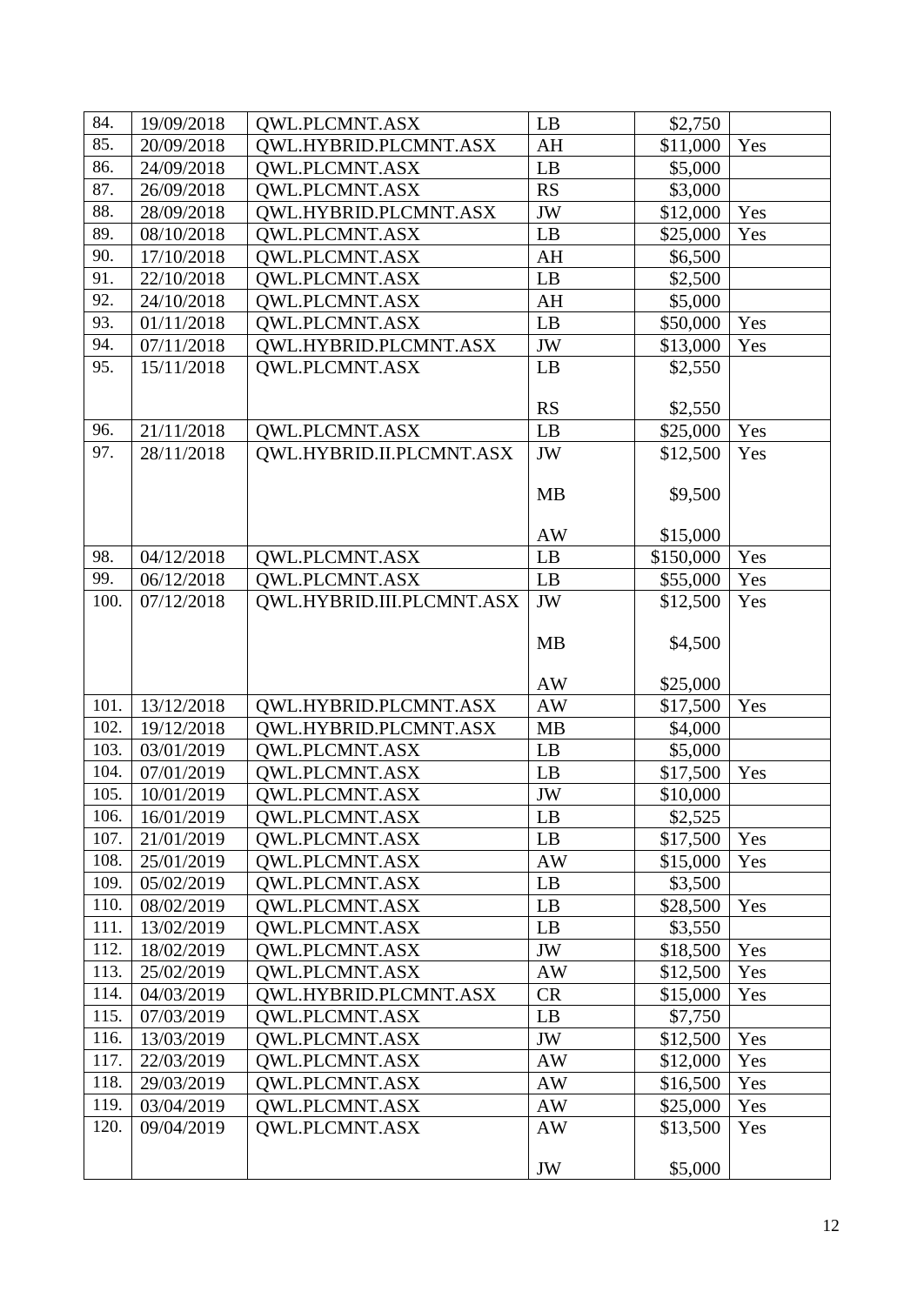| | | | | | |
|---|---|---|---|---|---|
| 84. | 19/09/2018 | QWL.PLCMNT.ASX | LB | $2,750 | |
| 85. | 20/09/2018 | QWL.HYBRID.PLCMNT.ASX | AH | $11,000 | Yes |
| 86. | 24/09/2018 | QWL.PLCMNT.ASX | LB | $5,000 | |
| 87. | 26/09/2018 | QWL.PLCMNT.ASX | RS | $3,000 | |
| 88. | 28/09/2018 | QWL.HYBRID.PLCMNT.ASX | JW | $12,000 | Yes |
| 89. | 08/10/2018 | QWL.PLCMNT.ASX | LB | $25,000 | Yes |
| 90. | 17/10/2018 | QWL.PLCMNT.ASX | AH | $6,500 | |
| 91. | 22/10/2018 | QWL.PLCMNT.ASX | LB | $2,500 | |
| 92. | 24/10/2018 | QWL.PLCMNT.ASX | AH | $5,000 | |
| 93. | 01/11/2018 | QWL.PLCMNT.ASX | LB | $50,000 | Yes |
| 94. | 07/11/2018 | QWL.HYBRID.PLCMNT.ASX | JW | $13,000 | Yes |
| 95. | 15/11/2018 | QWL.PLCMNT.ASX | LB<br><br>RS | $2,550<br><br>$2,550 | |
| 96. | 21/11/2018 | QWL.PLCMNT.ASX | LB | $25,000 | Yes |
| 97. | 28/11/2018 | QWL.HYBRID.II.PLCMNT.ASX | JW<br><br>MB<br><br>AW | $12,500<br><br>$9,500<br><br>$15,000 | Yes |
| 98. | 04/12/2018 | QWL.PLCMNT.ASX | LB | $150,000 | Yes |
| 99. | 06/12/2018 | QWL.PLCMNT.ASX | LB | $55,000 | Yes |
| 100. | 07/12/2018 | QWL.HYBRID.III.PLCMNT.ASX | JW<br><br>MB<br><br>AW | $12,500<br><br>$4,500<br><br>$25,000 | Yes |
| 101. | 13/12/2018 | QWL.HYBRID.PLCMNT.ASX | AW | $17,500 | Yes |
| 102. | 19/12/2018 | QWL.HYBRID.PLCMNT.ASX | MB | $4,000 | |
| 103. | 03/01/2019 | QWL.PLCMNT.ASX | LB | $5,000 | |
| 104. | 07/01/2019 | QWL.PLCMNT.ASX | LB | $17,500 | Yes |
| 105. | 10/01/2019 | QWL.PLCMNT.ASX | JW | $10,000 | |
| 106. | 16/01/2019 | QWL.PLCMNT.ASX | LB | $2,525 | |
| 107. | 21/01/2019 | QWL.PLCMNT.ASX | LB | $17,500 | Yes |
| 108. | 25/01/2019 | QWL.PLCMNT.ASX | AW | $15,000 | Yes |
| 109. | 05/02/2019 | QWL.PLCMNT.ASX | LB | $3,500 | |
| 110. | 08/02/2019 | QWL.PLCMNT.ASX | LB | $28,500 | Yes |
| 111. | 13/02/2019 | QWL.PLCMNT.ASX | LB | $3,550 | |
| 112. | 18/02/2019 | QWL.PLCMNT.ASX | JW | $18,500 | Yes |
| 113. | 25/02/2019 | QWL.PLCMNT.ASX | AW | $12,500 | Yes |
| 114. | 04/03/2019 | QWL.HYBRID.PLCMNT.ASX | CR | $15,000 | Yes |
| 115. | 07/03/2019 | QWL.PLCMNT.ASX | LB | $7,750 | |
| 116. | 13/03/2019 | QWL.PLCMNT.ASX | JW | $12,500 | Yes |
| 117. | 22/03/2019 | QWL.PLCMNT.ASX | AW | $12,000 | Yes |
| 118. | 29/03/2019 | QWL.PLCMNT.ASX | AW | $16,500 | Yes |
| 119. | 03/04/2019 | QWL.PLCMNT.ASX | AW | $25,000 | Yes |
| 120. | 09/04/2019 | QWL.PLCMNT.ASX | AW<br><br>JW | $13,500<br><br>$5,000 | Yes |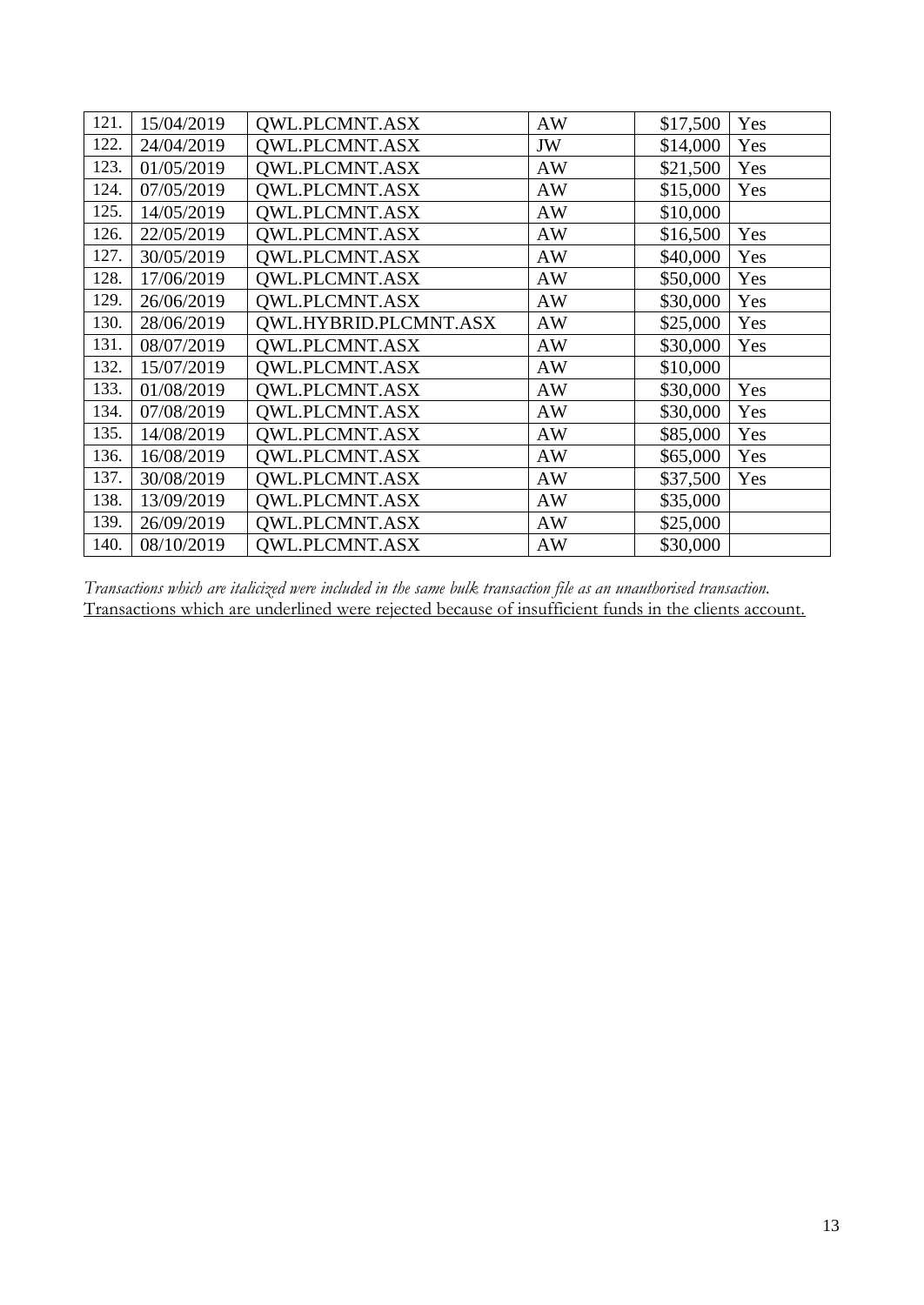| | | | | | |
|---|---|---|---|---|---|
| 121. | 15/04/2019 | QWL.PLCMNT.ASX | AW | \$17,500 | Yes |
| 122. | 24/04/2019 | QWL.PLCMNT.ASX | JW | \$14,000 | Yes |
| 123. | 01/05/2019 | QWL.PLCMNT.ASX | AW | \$21,500 | Yes |
| 124. | 07/05/2019 | QWL.PLCMNT.ASX | AW | \$15,000 | Yes |
| 125. | 14/05/2019 | QWL.PLCMNT.ASX | AW | \$10,000 | |
| 126. | 22/05/2019 | QWL.PLCMNT.ASX | AW | \$16,500 | Yes |
| 127. | 30/05/2019 | QWL.PLCMNT.ASX | AW | \$40,000 | Yes |
| 128. | 17/06/2019 | QWL.PLCMNT.ASX | AW | \$50,000 | Yes |
| 129. | 26/06/2019 | QWL.PLCMNT.ASX | AW | \$30,000 | Yes |
| 130. | 28/06/2019 | QWL.HYBRID.PLCMNT.ASX | AW | \$25,000 | Yes |
| 131. | 08/07/2019 | QWL.PLCMNT.ASX | AW | \$30,000 | Yes |
| 132. | 15/07/2019 | QWL.PLCMNT.ASX | AW | \$10,000 | |
| 133. | 01/08/2019 | QWL.PLCMNT.ASX | AW | \$30,000 | Yes |
| 134. | 07/08/2019 | QWL.PLCMNT.ASX | AW | \$30,000 | Yes |
| 135. | 14/08/2019 | QWL.PLCMNT.ASX | AW | \$85,000 | Yes |
| 136. | 16/08/2019 | QWL.PLCMNT.ASX | AW | \$65,000 | Yes |
| 137. | 30/08/2019 | QWL.PLCMNT.ASX | AW | \$37,500 | Yes |
| 138. | 13/09/2019 | QWL.PLCMNT.ASX | AW | \$35,000 | |
| 139. | 26/09/2019 | QWL.PLCMNT.ASX | AW | \$25,000 | |
| 140. | 08/10/2019 | QWL.PLCMNT.ASX | AW | \$30,000 | |

*Transactions which are italicized were included in the same bulk transaction file as an unauthorised transaction.*

<u>Transactions which are underlined were rejected because of insufficient funds in the clients account.</u>